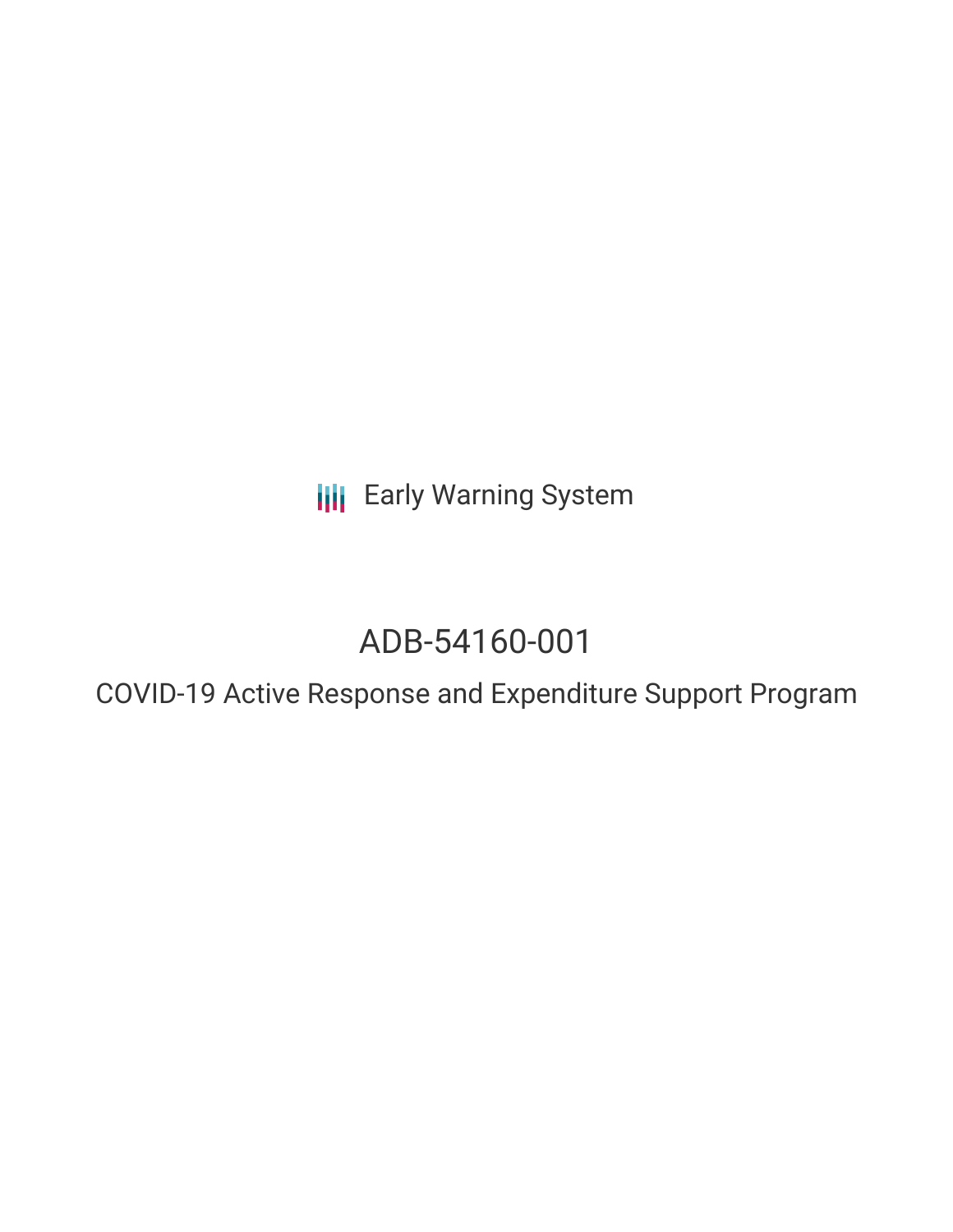Early Warning System

# ADB-54160-001

## COVID-19 Active Response and Expenditure Support Program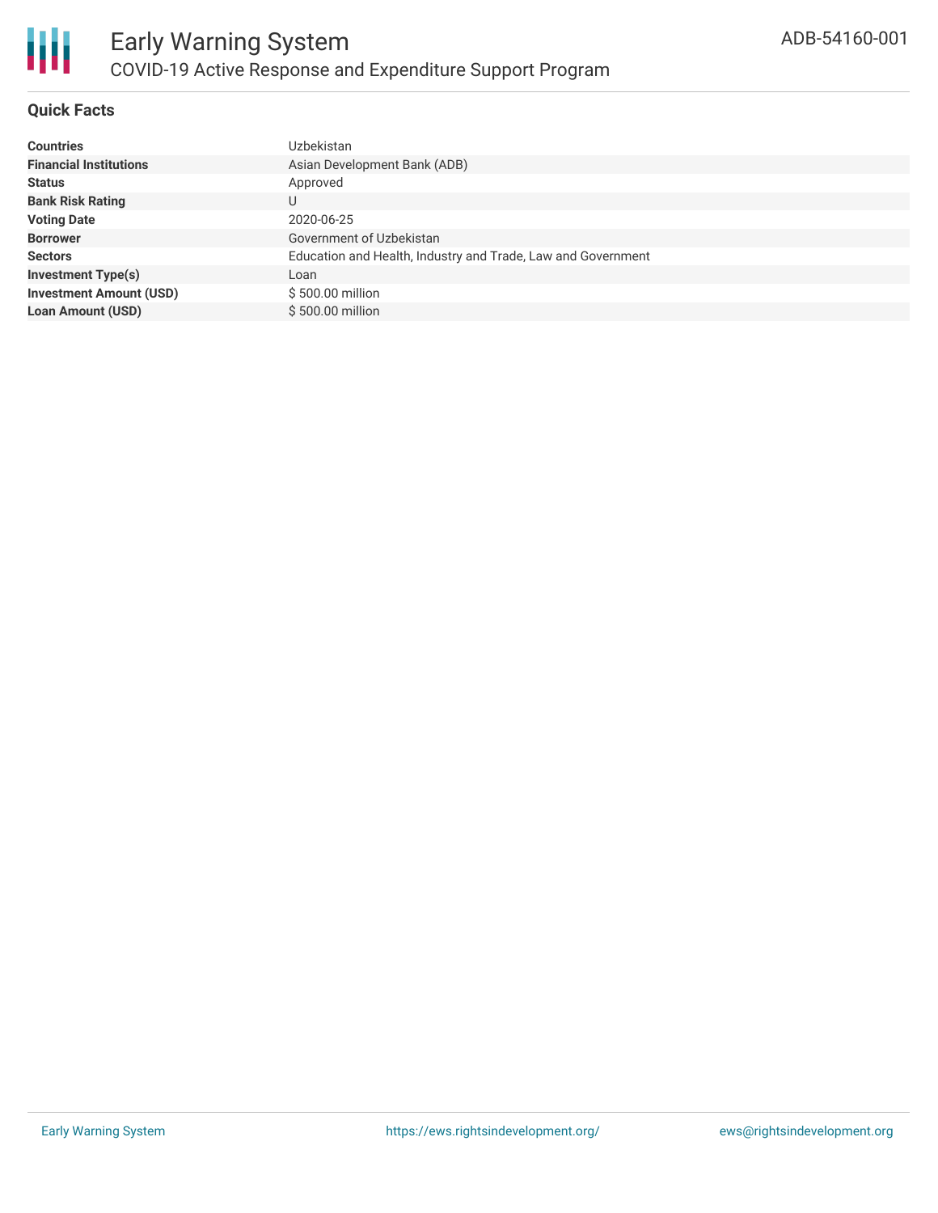# Early Warning System

## COVID-19 Active Response and Expenditure Support Program

ADB-54160-001

### Quick Facts

| | |
|---|---|
| **Countries** | Uzbekistan |
| **Financial Institutions** | Asian Development Bank (ADB) |
| **Status** | Approved |
| **Bank Risk Rating** | U |
| **Voting Date** | 2020-06-25 |
| **Borrower** | Government of Uzbekistan |
| **Sectors** | Education and Health, Industry and Trade, Law and Government |
| **Investment Type(s)** | Loan |
| **Investment Amount (USD)** | $ 500.00 million |
| **Loan Amount (USD)** | $ 500.00 million |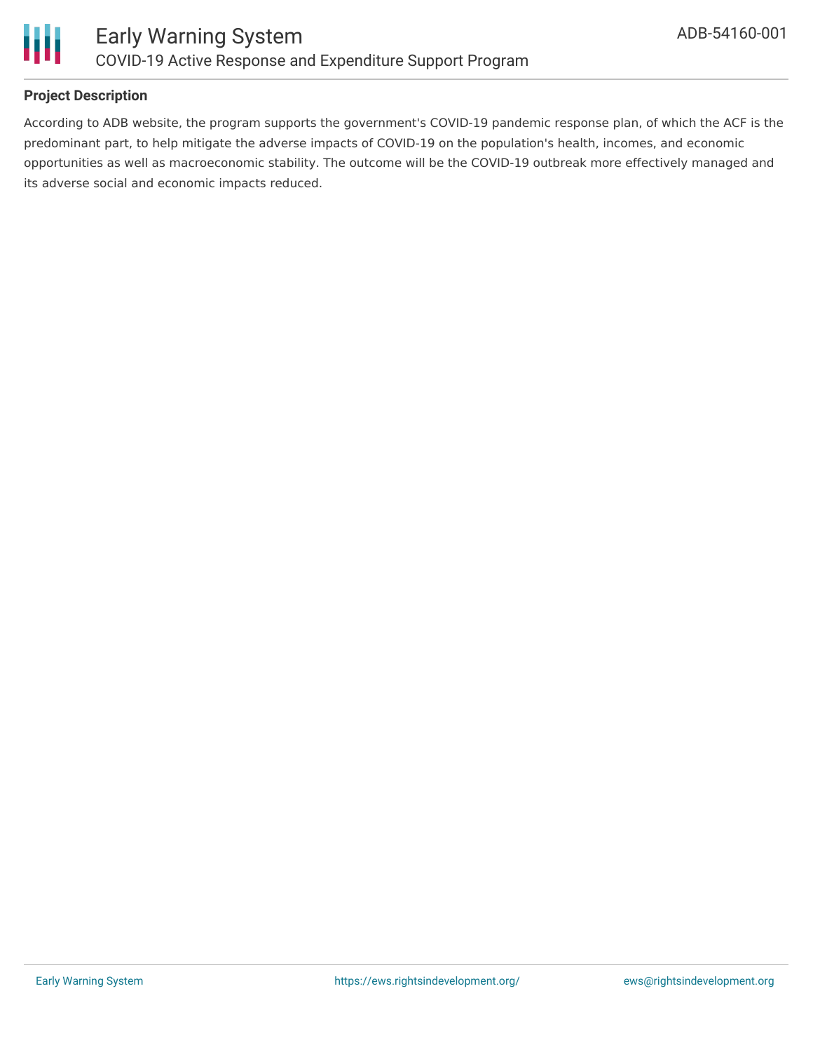**Project Description**

According to ADB website, the program supports the government's COVID-19 pandemic response plan, of which the ACF is the predominant part, to help mitigate the adverse impacts of COVID-19 on the population's health, incomes, and economic opportunities as well as macroeconomic stability. The outcome will be the COVID-19 outbreak more effectively managed and its adverse social and economic impacts reduced.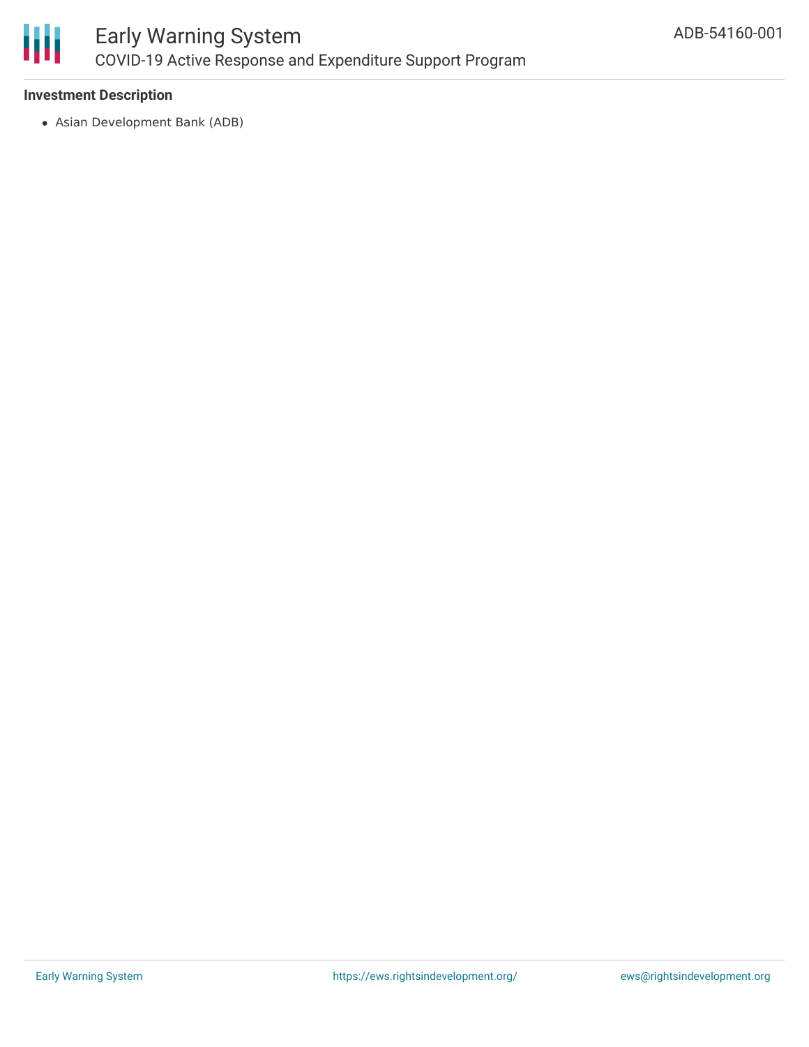**Investment Description**

- Asian Development Bank (ADB)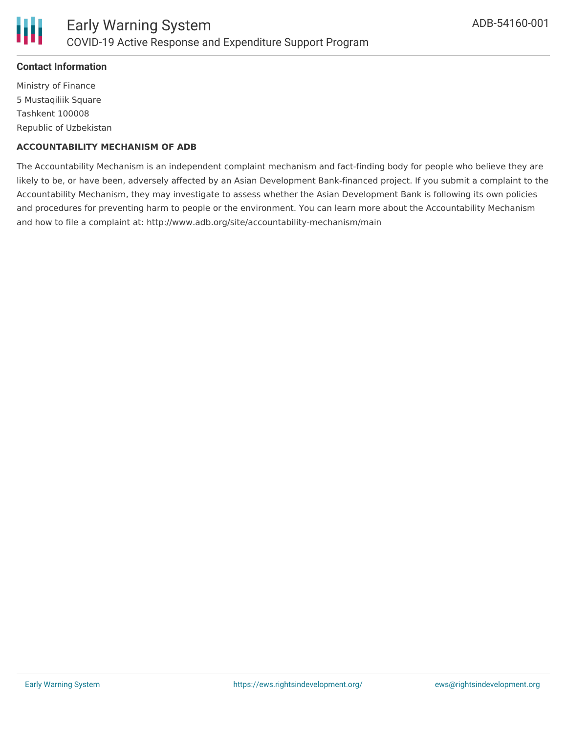**Contact Information**

Ministry of Finance
5 Mustaqiliik Square
Tashkent 100008
Republic of Uzbekistan

**ACCOUNTABILITY MECHANISM OF ADB**

The Accountability Mechanism is an independent complaint mechanism and fact-finding body for people who believe they are likely to be, or have been, adversely affected by an Asian Development Bank-financed project. If you submit a complaint to the Accountability Mechanism, they may investigate to assess whether the Asian Development Bank is following its own policies and procedures for preventing harm to people or the environment. You can learn more about the Accountability Mechanism and how to file a complaint at: http://www.adb.org/site/accountability-mechanism/main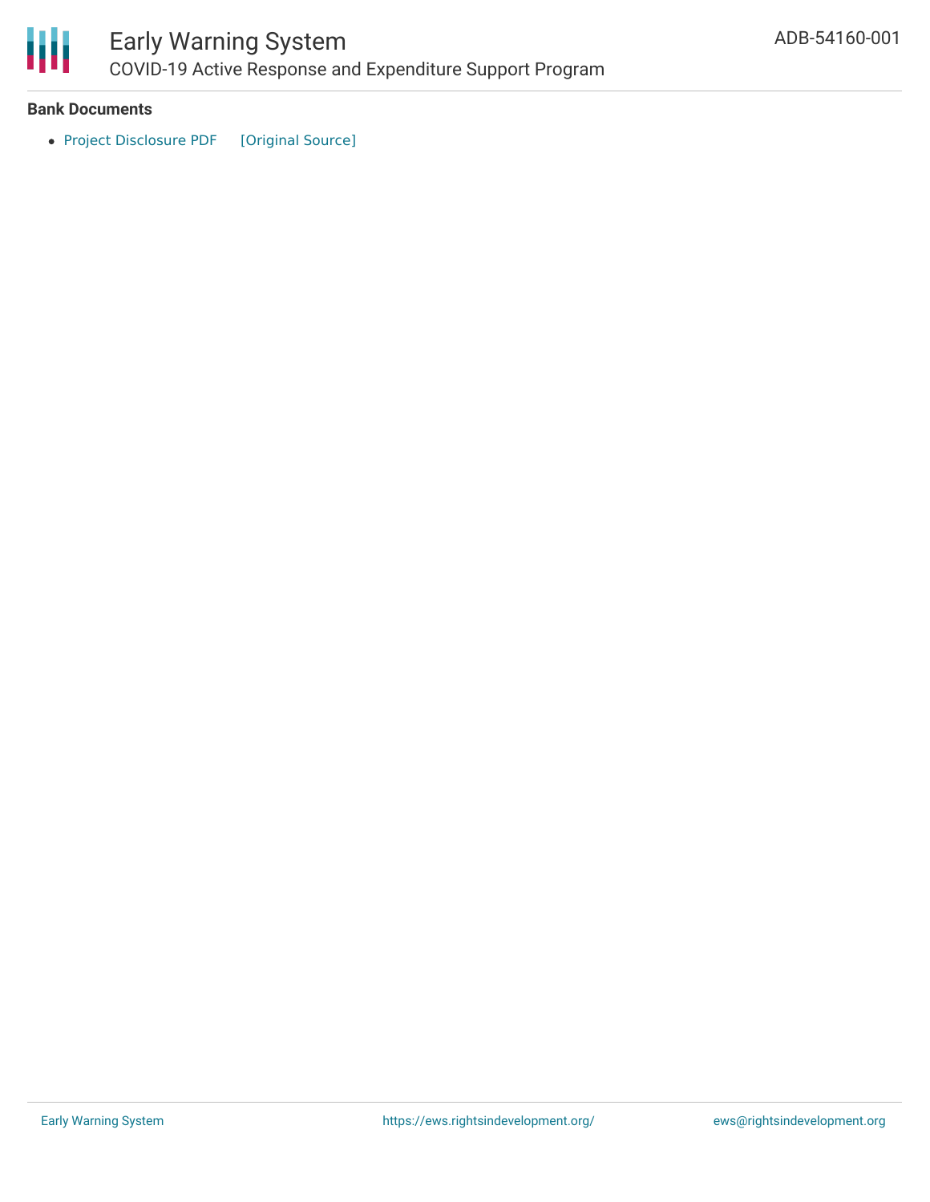**Bank Documents**

- Project Disclosure PDF [Original Source]